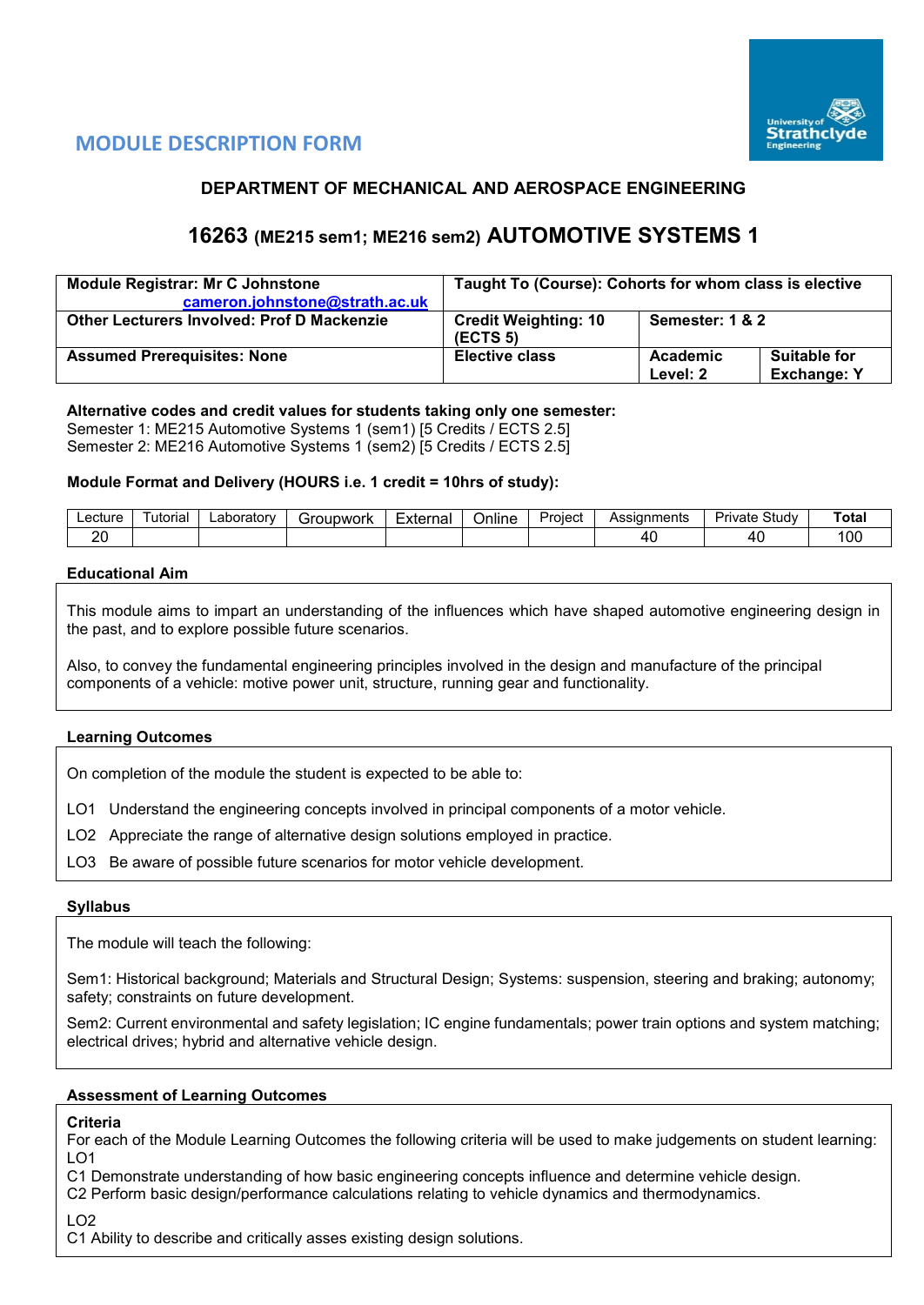# MODULE DESCRIPTION FORM

## DEPARTMENT OF MECHANICAL AND AEROSPACE ENGINEERING

## 16263 (ME215 sem1; ME216 sem2) AUTOMOTIVE SYSTEMS 1

| **Module Registrar: Mr C Johnstone** cameron.johnstone@strath.ac.uk | **Taught To (Course): Cohorts for whom class is elective** | | |
|---|---|---|---|
| **Other Lecturers Involved: Prof D Mackenzie** | **Credit Weighting: 10 (ECTS 5)** | **Semester: 1 & 2** | |
| **Assumed Prerequisites: None** | **Elective class** | **Academic Level: 2** | **Suitable for Exchange: Y** |

**Alternative codes and credit values for students taking only one semester:**
Semester 1: ME215 Automotive Systems 1 (sem1) [5 Credits / ECTS 2.5]
Semester 2: ME216 Automotive Systems 1 (sem2) [5 Credits / ECTS 2.5]

**Module Format and Delivery (HOURS i.e. 1 credit = 10hrs of study):**

| Lecture | Tutorial | Laboratory | Groupwork | External | Online | Project | Assignments | Private Study | **Total** |
|---|---|---|---|---|---|---|---|---|---|
| 20 | | | | | | | 40 | 40 | 100 |

**Educational Aim**

This module aims to impart an understanding of the influences which have shaped automotive engineering design in the past, and to explore possible future scenarios.

Also, to convey the fundamental engineering principles involved in the design and manufacture of the principal components of a vehicle: motive power unit, structure, running gear and functionality.

**Learning Outcomes**

On completion of the module the student is expected to be able to:

LO1 Understand the engineering concepts involved in principal components of a motor vehicle.

LO2 Appreciate the range of alternative design solutions employed in practice.

LO3 Be aware of possible future scenarios for motor vehicle development.

**Syllabus**

The module will teach the following:

Sem1: Historical background; Materials and Structural Design; Systems: suspension, steering and braking; autonomy; safety; constraints on future development.

Sem2: Current environmental and safety legislation; IC engine fundamentals; power train options and system matching; electrical drives; hybrid and alternative vehicle design.

**Assessment of Learning Outcomes**

**Criteria**
For each of the Module Learning Outcomes the following criteria will be used to make judgements on student learning:
LO1
C1 Demonstrate understanding of how basic engineering concepts influence and determine vehicle design.
C2 Perform basic design/performance calculations relating to vehicle dynamics and thermodynamics.

LO2
C1 Ability to describe and critically asses existing design solutions.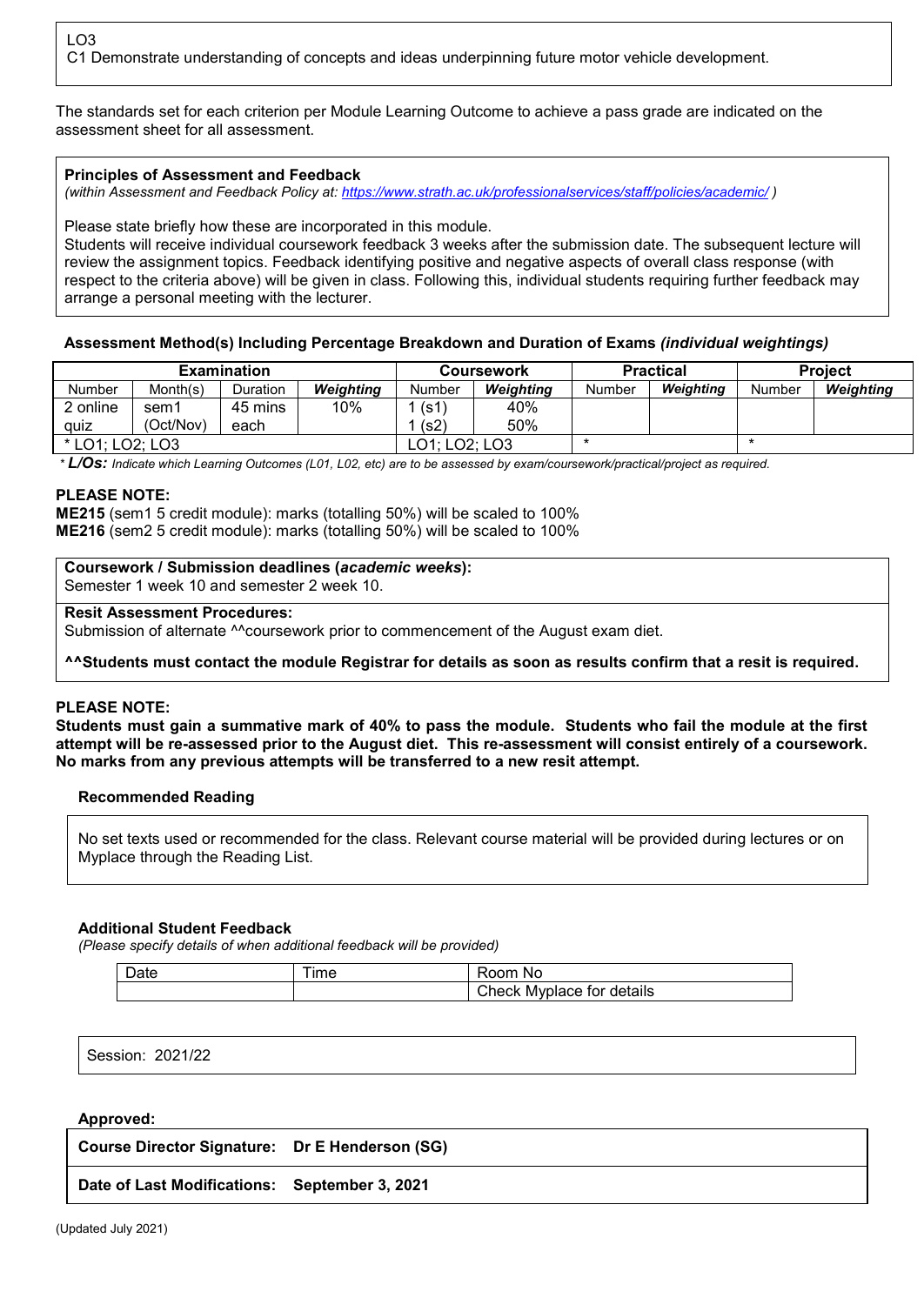LO3
C1 Demonstrate understanding of concepts and ideas underpinning future motor vehicle development.

The standards set for each criterion per Module Learning Outcome to achieve a pass grade are indicated on the assessment sheet for all assessment.

**Principles of Assessment and Feedback**
*(within Assessment and Feedback Policy at: https://www.strath.ac.uk/professionalservices/staff/policies/academic/ )*

Please state briefly how these are incorporated in this module.
Students will receive individual coursework feedback 3 weeks after the submission date. The subsequent lecture will review the assignment topics. Feedback identifying positive and negative aspects of overall class response (with respect to the criteria above) will be given in class. Following this, individual students requiring further feedback may arrange a personal meeting with the lecturer.

**Assessment Method(s) Including Percentage Breakdown and Duration of Exams** ***(individual weightings)***

| Examination | | | | Coursework | | Practical | | Project | |
|---|---|---|---|---|---|---|---|---|---|
| Number | Month(s) | Duration | ***Weighting*** | Number | ***Weighting*** | Number | ***Weighting*** | Number | ***Weighting*** |
| 2 online quiz | sem1 (Oct/Nov) | 45 mins each | 10% | 1 (s1)<br>1 (s2) | 40%<br>50% | | | | |
| * LO1; LO2; LO3 | | | | LO1; LO2; LO3 | | * | | * | |

\* ***L/Os:*** *Indicate which Learning Outcomes (L01, L02, etc) are to be assessed by exam/coursework/practical/project as required.*

**PLEASE NOTE:**
**ME215** (sem1 5 credit module): marks (totalling 50%) will be scaled to 100%
**ME216** (sem2 5 credit module): marks (totalling 50%) will be scaled to 100%

**Coursework / Submission deadlines (*academic weeks*):**
Semester 1 week 10 and semester 2 week 10.

**Resit Assessment Procedures:**
Submission of alternate ^^coursework prior to commencement of the August exam diet.

**^^Students must contact the module Registrar for details as soon as results confirm that a resit is required.**

**PLEASE NOTE:**
**Students must gain a summative mark of 40% to pass the module. Students who fail the module at the first attempt will be re-assessed prior to the August diet. This re-assessment will consist entirely of a coursework. No marks from any previous attempts will be transferred to a new resit attempt.**

**Recommended Reading**

No set texts used or recommended for the class. Relevant course material will be provided during lectures or on Myplace through the Reading List.

**Additional Student Feedback**
*(Please specify details of when additional feedback will be provided)*

| Date | Time | Room No |
|---|---|---|
| | | Check Myplace for details |

Session: 2021/22

**Approved:**

**Course Director Signature: Dr E Henderson (SG)**

**Date of Last Modifications: September 3, 2021**

(Updated July 2021)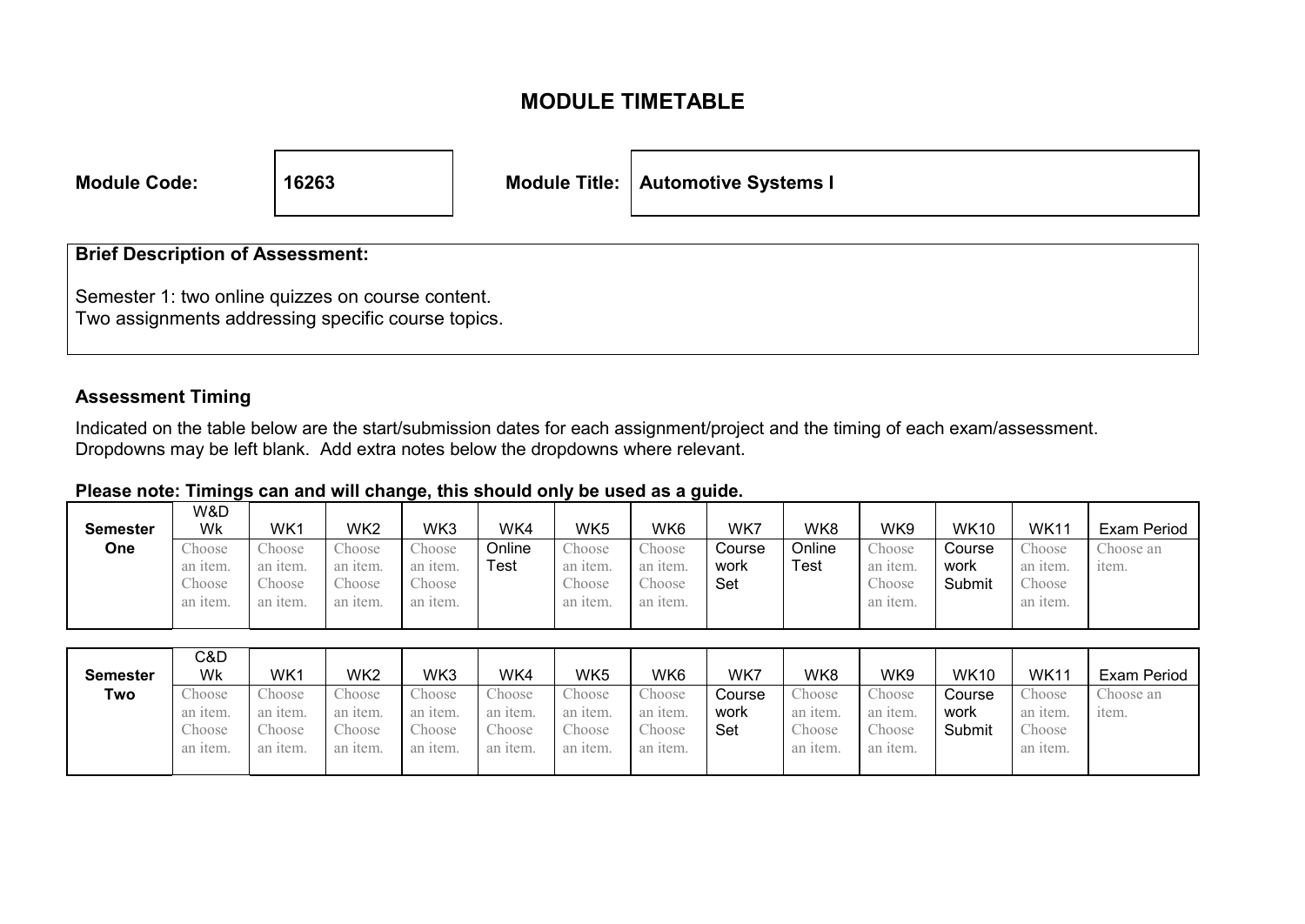# MODULE TIMETABLE

| | | | |
|---|---|---|---|
| **Module Code:** | **16263** | **Module Title:** | **Automotive Systems I** |

**Brief Description of Assessment:**

Semester 1: two online quizzes on course content.
Two assignments addressing specific course topics.

### Assessment Timing

Indicated on the table below are the start/submission dates for each assignment/project and the timing of each exam/assessment. Dropdowns may be left blank. Add extra notes below the dropdowns where relevant.

**Please note: Timings can and will change, this should only be used as a guide.**

| Semester One | W&D Wk | WK1 | WK2 | WK3 | WK4 | WK5 | WK6 | WK7 | WK8 | WK9 | WK10 | WK11 | Exam Period |
|---|---|---|---|---|---|---|---|---|---|---|---|---|---|
| | Choose an item. Choose an item. | Choose an item. Choose an item. | Choose an item. Choose an item. | Choose an item. Choose an item. | Online Test | Choose an item. Choose an item. | Choose an item. Choose an item. | Course work Set | Online Test | Choose an item. Choose an item. | Course work Submit | Choose an item. Choose an item. | Choose an item. |

| Semester Two | C&D Wk | WK1 | WK2 | WK3 | WK4 | WK5 | WK6 | WK7 | WK8 | WK9 | WK10 | WK11 | Exam Period |
|---|---|---|---|---|---|---|---|---|---|---|---|---|---|
| | Choose an item. Choose an item. | Choose an item. Choose an item. | Choose an item. Choose an item. | Choose an item. Choose an item. | Choose an item. Choose an item. | Choose an item. Choose an item. | Choose an item. Choose an item. | Course work Set | Choose an item. Choose an item. | Choose an item. Choose an item. | Course work Submit | Choose an item. Choose an item. | Choose an item. |